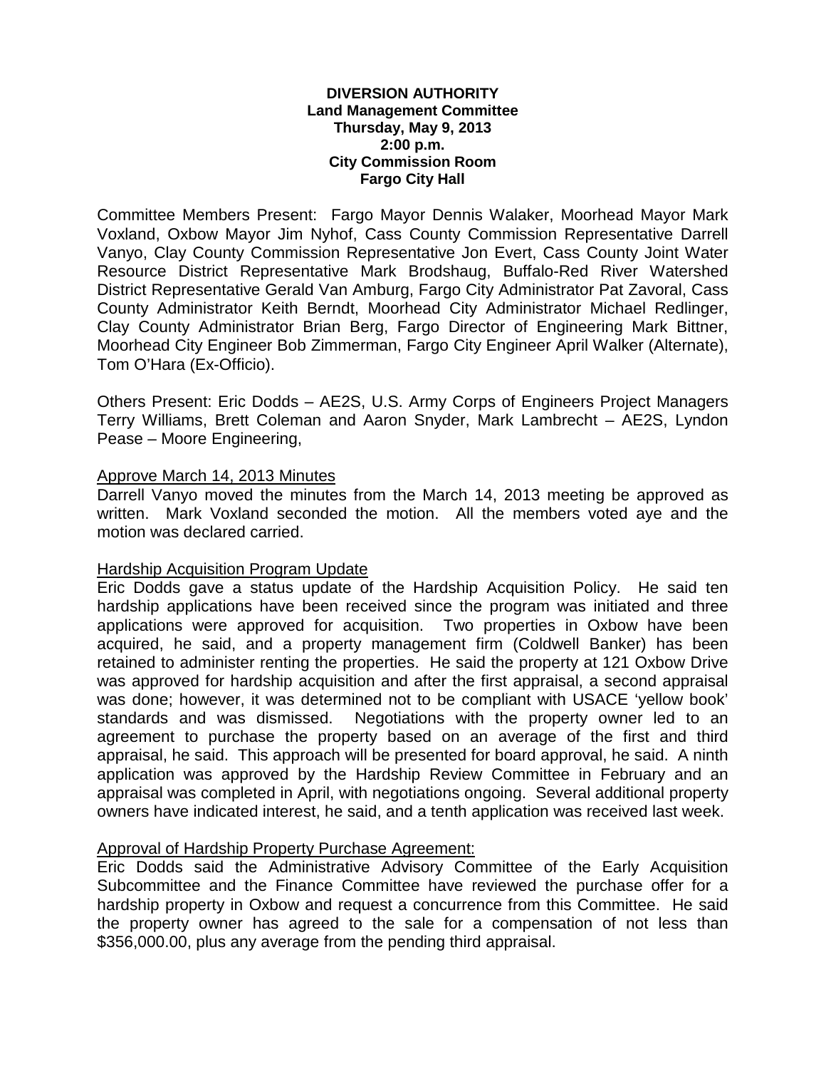**DIVERSION AUTHORITY**
**Land Management Committee**
**Thursday, May 9, 2013**
**2:00 p.m.**
**City Commission Room**
**Fargo City Hall**

Committee Members Present: Fargo Mayor Dennis Walaker, Moorhead Mayor Mark Voxland, Oxbow Mayor Jim Nyhof, Cass County Commission Representative Darrell Vanyo, Clay County Commission Representative Jon Evert, Cass County Joint Water Resource District Representative Mark Brodshaug, Buffalo-Red River Watershed District Representative Gerald Van Amburg, Fargo City Administrator Pat Zavoral, Cass County Administrator Keith Berndt, Moorhead City Administrator Michael Redlinger, Clay County Administrator Brian Berg, Fargo Director of Engineering Mark Bittner, Moorhead City Engineer Bob Zimmerman, Fargo City Engineer April Walker (Alternate), Tom O'Hara (Ex-Officio).

Others Present: Eric Dodds – AE2S, U.S. Army Corps of Engineers Project Managers Terry Williams, Brett Coleman and Aaron Snyder, Mark Lambrecht – AE2S, Lyndon Pease – Moore Engineering,

Approve March 14, 2013 Minutes

Darrell Vanyo moved the minutes from the March 14, 2013 meeting be approved as written. Mark Voxland seconded the motion. All the members voted aye and the motion was declared carried.

Hardship Acquisition Program Update

Eric Dodds gave a status update of the Hardship Acquisition Policy. He said ten hardship applications have been received since the program was initiated and three applications were approved for acquisition. Two properties in Oxbow have been acquired, he said, and a property management firm (Coldwell Banker) has been retained to administer renting the properties. He said the property at 121 Oxbow Drive was approved for hardship acquisition and after the first appraisal, a second appraisal was done; however, it was determined not to be compliant with USACE 'yellow book' standards and was dismissed. Negotiations with the property owner led to an agreement to purchase the property based on an average of the first and third appraisal, he said. This approach will be presented for board approval, he said. A ninth application was approved by the Hardship Review Committee in February and an appraisal was completed in April, with negotiations ongoing. Several additional property owners have indicated interest, he said, and a tenth application was received last week.

Approval of Hardship Property Purchase Agreement:

Eric Dodds said the Administrative Advisory Committee of the Early Acquisition Subcommittee and the Finance Committee have reviewed the purchase offer for a hardship property in Oxbow and request a concurrence from this Committee. He said the property owner has agreed to the sale for a compensation of not less than $356,000.00, plus any average from the pending third appraisal.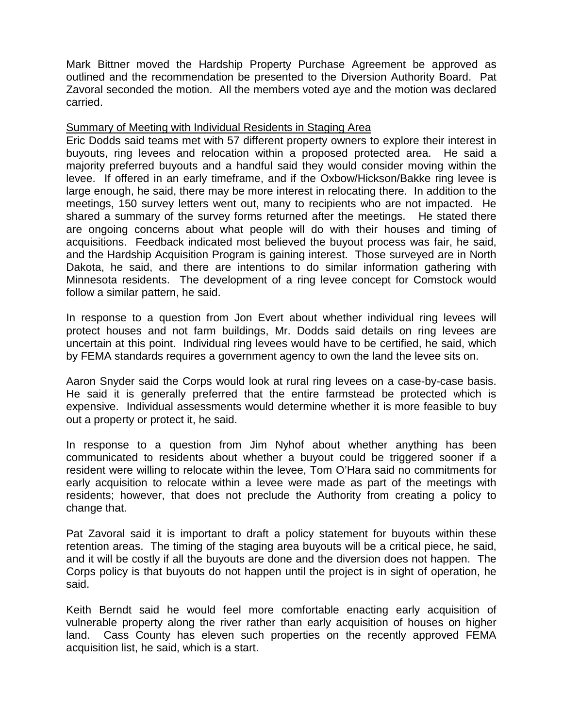Mark Bittner moved the Hardship Property Purchase Agreement be approved as outlined and the recommendation be presented to the Diversion Authority Board. Pat Zavoral seconded the motion. All the members voted aye and the motion was declared carried.

<u>Summary of Meeting with Individual Residents in Staging Area</u>

Eric Dodds said teams met with 57 different property owners to explore their interest in buyouts, ring levees and relocation within a proposed protected area. He said a majority preferred buyouts and a handful said they would consider moving within the levee. If offered in an early timeframe, and if the Oxbow/Hickson/Bakke ring levee is large enough, he said, there may be more interest in relocating there. In addition to the meetings, 150 survey letters went out, many to recipients who are not impacted. He shared a summary of the survey forms returned after the meetings. He stated there are ongoing concerns about what people will do with their houses and timing of acquisitions. Feedback indicated most believed the buyout process was fair, he said, and the Hardship Acquisition Program is gaining interest. Those surveyed are in North Dakota, he said, and there are intentions to do similar information gathering with Minnesota residents. The development of a ring levee concept for Comstock would follow a similar pattern, he said.

In response to a question from Jon Evert about whether individual ring levees will protect houses and not farm buildings, Mr. Dodds said details on ring levees are uncertain at this point. Individual ring levees would have to be certified, he said, which by FEMA standards requires a government agency to own the land the levee sits on.

Aaron Snyder said the Corps would look at rural ring levees on a case-by-case basis. He said it is generally preferred that the entire farmstead be protected which is expensive. Individual assessments would determine whether it is more feasible to buy out a property or protect it, he said.

In response to a question from Jim Nyhof about whether anything has been communicated to residents about whether a buyout could be triggered sooner if a resident were willing to relocate within the levee, Tom O'Hara said no commitments for early acquisition to relocate within a levee were made as part of the meetings with residents; however, that does not preclude the Authority from creating a policy to change that.

Pat Zavoral said it is important to draft a policy statement for buyouts within these retention areas. The timing of the staging area buyouts will be a critical piece, he said, and it will be costly if all the buyouts are done and the diversion does not happen. The Corps policy is that buyouts do not happen until the project is in sight of operation, he said.

Keith Berndt said he would feel more comfortable enacting early acquisition of vulnerable property along the river rather than early acquisition of houses on higher land. Cass County has eleven such properties on the recently approved FEMA acquisition list, he said, which is a start.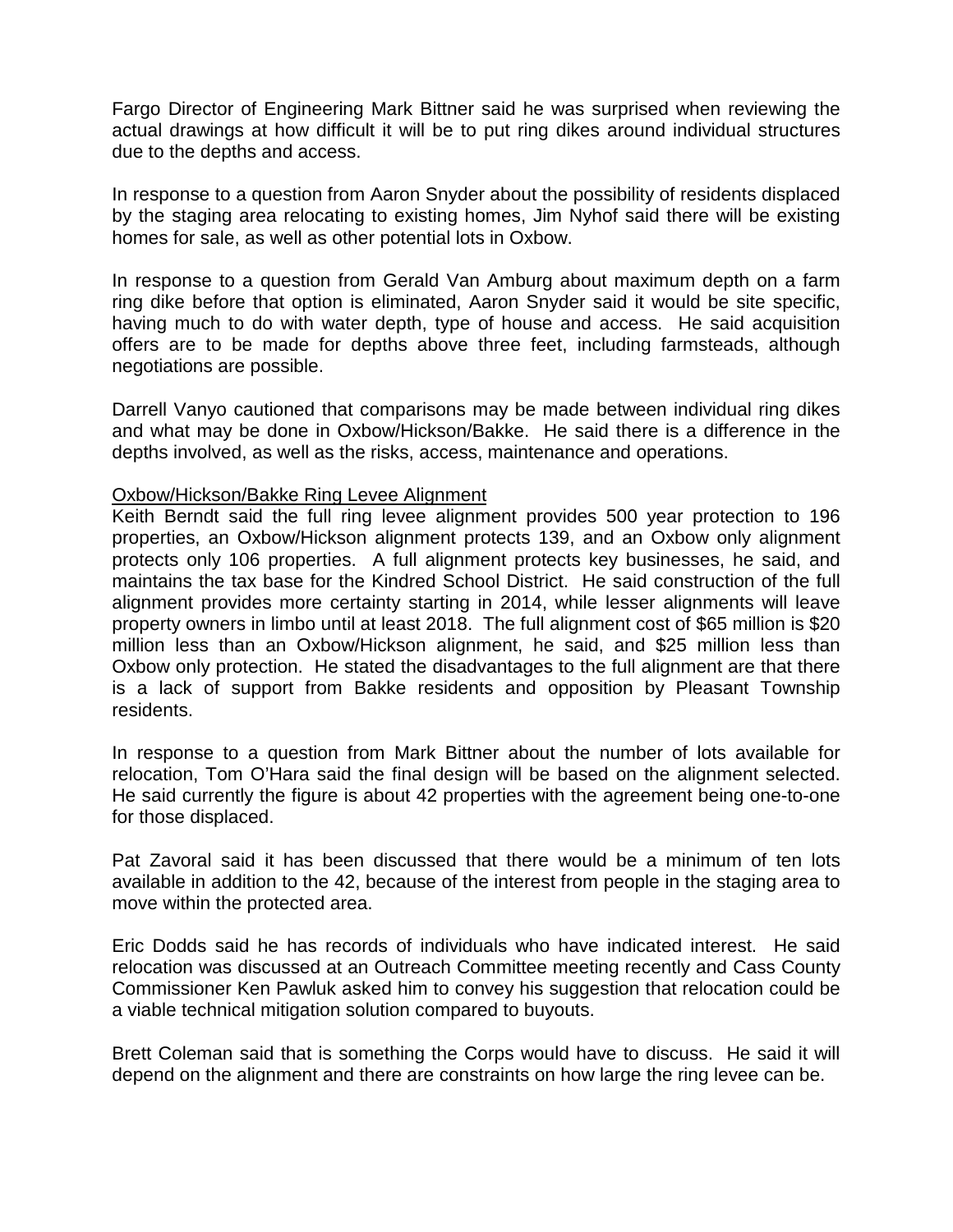Fargo Director of Engineering Mark Bittner said he was surprised when reviewing the actual drawings at how difficult it will be to put ring dikes around individual structures due to the depths and access.

In response to a question from Aaron Snyder about the possibility of residents displaced by the staging area relocating to existing homes, Jim Nyhof said there will be existing homes for sale, as well as other potential lots in Oxbow.

In response to a question from Gerald Van Amburg about maximum depth on a farm ring dike before that option is eliminated, Aaron Snyder said it would be site specific, having much to do with water depth, type of house and access. He said acquisition offers are to be made for depths above three feet, including farmsteads, although negotiations are possible.

Darrell Vanyo cautioned that comparisons may be made between individual ring dikes and what may be done in Oxbow/Hickson/Bakke. He said there is a difference in the depths involved, as well as the risks, access, maintenance and operations.

<u>Oxbow/Hickson/Bakke Ring Levee Alignment</u>

Keith Berndt said the full ring levee alignment provides 500 year protection to 196 properties, an Oxbow/Hickson alignment protects 139, and an Oxbow only alignment protects only 106 properties. A full alignment protects key businesses, he said, and maintains the tax base for the Kindred School District. He said construction of the full alignment provides more certainty starting in 2014, while lesser alignments will leave property owners in limbo until at least 2018. The full alignment cost of $65 million is $20 million less than an Oxbow/Hickson alignment, he said, and $25 million less than Oxbow only protection. He stated the disadvantages to the full alignment are that there is a lack of support from Bakke residents and opposition by Pleasant Township residents.

In response to a question from Mark Bittner about the number of lots available for relocation, Tom O'Hara said the final design will be based on the alignment selected. He said currently the figure is about 42 properties with the agreement being one-to-one for those displaced.

Pat Zavoral said it has been discussed that there would be a minimum of ten lots available in addition to the 42, because of the interest from people in the staging area to move within the protected area.

Eric Dodds said he has records of individuals who have indicated interest. He said relocation was discussed at an Outreach Committee meeting recently and Cass County Commissioner Ken Pawluk asked him to convey his suggestion that relocation could be a viable technical mitigation solution compared to buyouts.

Brett Coleman said that is something the Corps would have to discuss. He said it will depend on the alignment and there are constraints on how large the ring levee can be.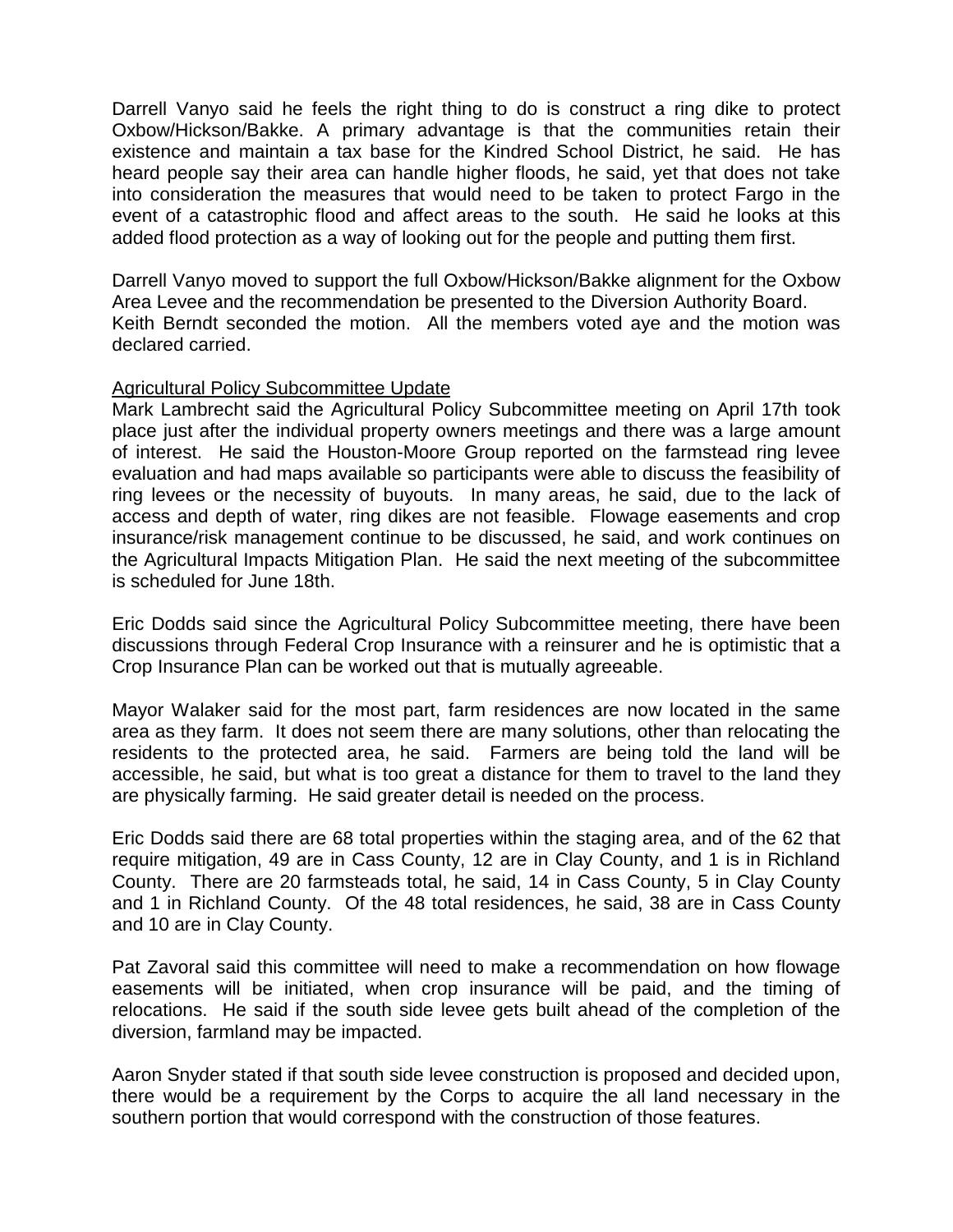Darrell Vanyo said he feels the right thing to do is construct a ring dike to protect Oxbow/Hickson/Bakke. A primary advantage is that the communities retain their existence and maintain a tax base for the Kindred School District, he said. He has heard people say their area can handle higher floods, he said, yet that does not take into consideration the measures that would need to be taken to protect Fargo in the event of a catastrophic flood and affect areas to the south. He said he looks at this added flood protection as a way of looking out for the people and putting them first.

Darrell Vanyo moved to support the full Oxbow/Hickson/Bakke alignment for the Oxbow Area Levee and the recommendation be presented to the Diversion Authority Board. Keith Berndt seconded the motion. All the members voted aye and the motion was declared carried.

<u>Agricultural Policy Subcommittee Update</u>

Mark Lambrecht said the Agricultural Policy Subcommittee meeting on April 17th took place just after the individual property owners meetings and there was a large amount of interest. He said the Houston-Moore Group reported on the farmstead ring levee evaluation and had maps available so participants were able to discuss the feasibility of ring levees or the necessity of buyouts. In many areas, he said, due to the lack of access and depth of water, ring dikes are not feasible. Flowage easements and crop insurance/risk management continue to be discussed, he said, and work continues on the Agricultural Impacts Mitigation Plan. He said the next meeting of the subcommittee is scheduled for June 18th.

Eric Dodds said since the Agricultural Policy Subcommittee meeting, there have been discussions through Federal Crop Insurance with a reinsurer and he is optimistic that a Crop Insurance Plan can be worked out that is mutually agreeable.

Mayor Walaker said for the most part, farm residences are now located in the same area as they farm. It does not seem there are many solutions, other than relocating the residents to the protected area, he said. Farmers are being told the land will be accessible, he said, but what is too great a distance for them to travel to the land they are physically farming. He said greater detail is needed on the process.

Eric Dodds said there are 68 total properties within the staging area, and of the 62 that require mitigation, 49 are in Cass County, 12 are in Clay County, and 1 is in Richland County. There are 20 farmsteads total, he said, 14 in Cass County, 5 in Clay County and 1 in Richland County. Of the 48 total residences, he said, 38 are in Cass County and 10 are in Clay County.

Pat Zavoral said this committee will need to make a recommendation on how flowage easements will be initiated, when crop insurance will be paid, and the timing of relocations. He said if the south side levee gets built ahead of the completion of the diversion, farmland may be impacted.

Aaron Snyder stated if that south side levee construction is proposed and decided upon, there would be a requirement by the Corps to acquire the all land necessary in the southern portion that would correspond with the construction of those features.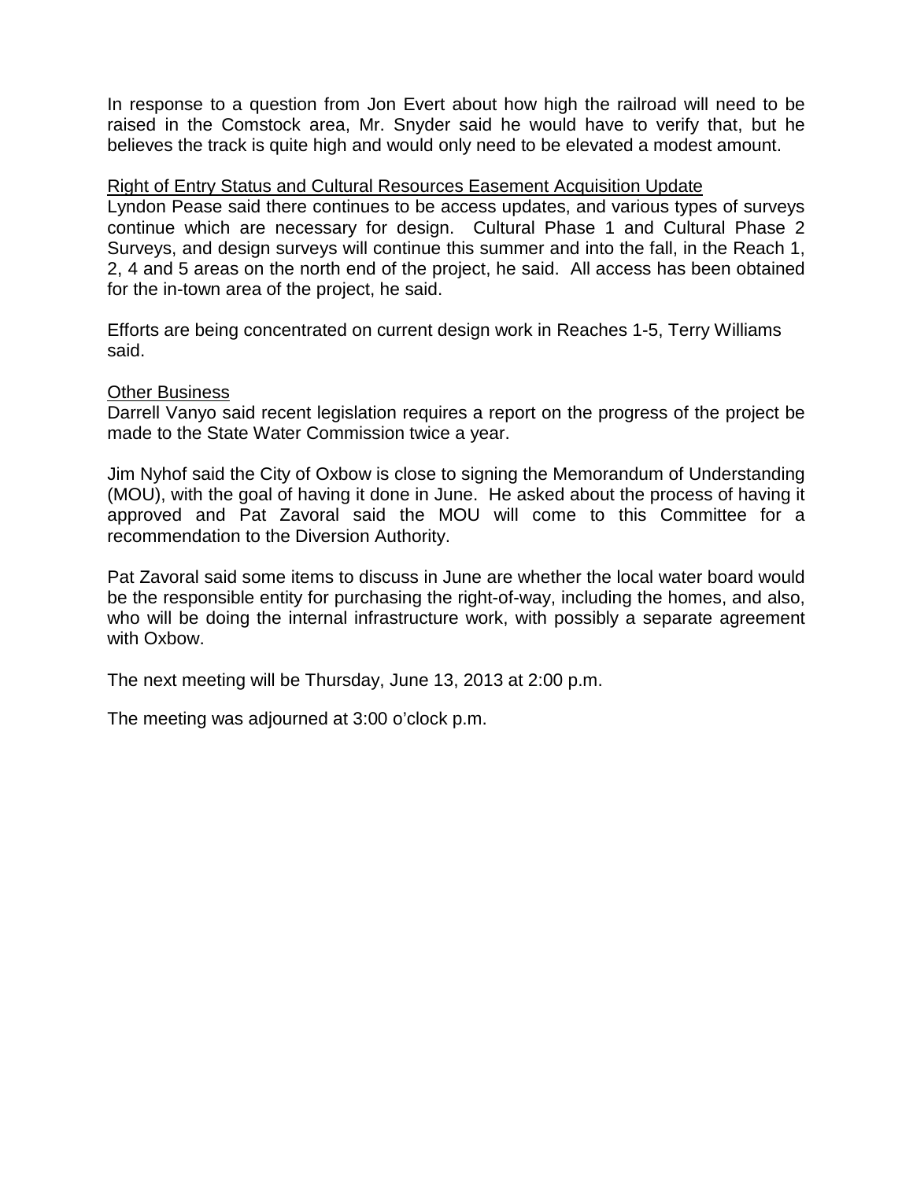In response to a question from Jon Evert about how high the railroad will need to be raised in the Comstock area, Mr. Snyder said he would have to verify that, but he believes the track is quite high and would only need to be elevated a modest amount.

Right of Entry Status and Cultural Resources Easement Acquisition Update

Lyndon Pease said there continues to be access updates, and various types of surveys continue which are necessary for design. Cultural Phase 1 and Cultural Phase 2 Surveys, and design surveys will continue this summer and into the fall, in the Reach 1, 2, 4 and 5 areas on the north end of the project, he said. All access has been obtained for the in-town area of the project, he said.

Efforts are being concentrated on current design work in Reaches 1-5, Terry Williams said.

Other Business

Darrell Vanyo said recent legislation requires a report on the progress of the project be made to the State Water Commission twice a year.

Jim Nyhof said the City of Oxbow is close to signing the Memorandum of Understanding (MOU), with the goal of having it done in June. He asked about the process of having it approved and Pat Zavoral said the MOU will come to this Committee for a recommendation to the Diversion Authority.

Pat Zavoral said some items to discuss in June are whether the local water board would be the responsible entity for purchasing the right-of-way, including the homes, and also, who will be doing the internal infrastructure work, with possibly a separate agreement with Oxbow.

The next meeting will be Thursday, June 13, 2013 at 2:00 p.m.

The meeting was adjourned at 3:00 o'clock p.m.